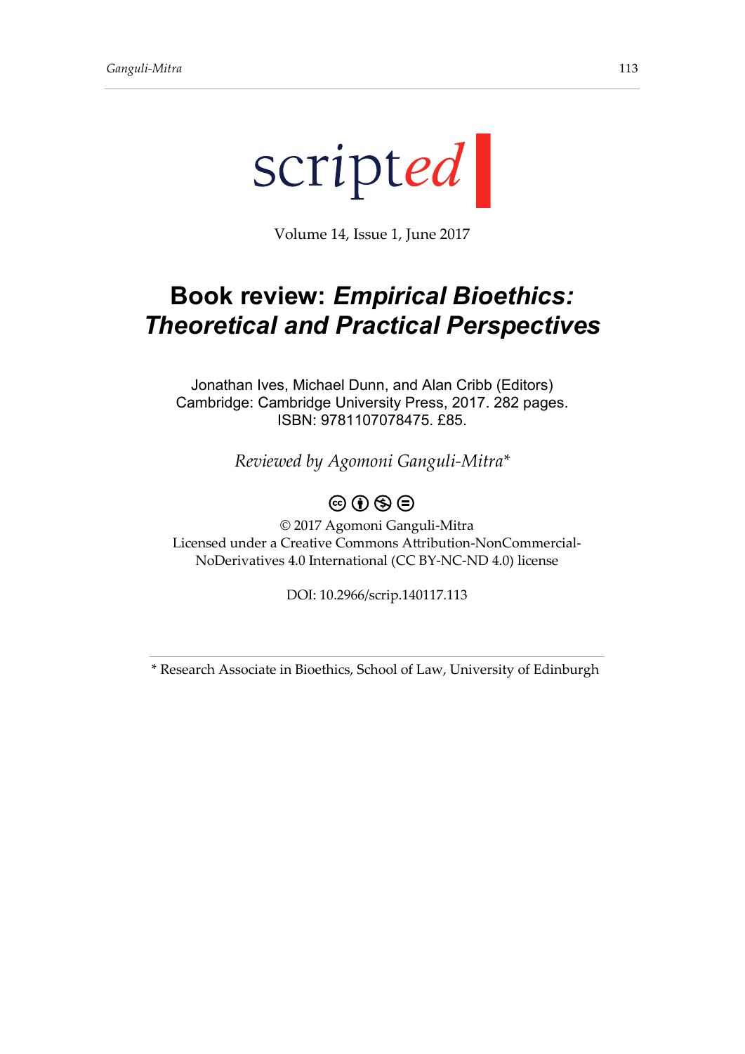scripted

Volume 14, Issue 1, June 2017

# Book review: *Empirical Bioethics: Theoretical and Practical Perspectives*

Jonathan Ives, Michael Dunn, and Alan Cribb (Editors)
Cambridge: Cambridge University Press, 2017. 282 pages.
ISBN: 9781107078475. £85.

*Reviewed by Agomoni Ganguli-Mitra\**

© 2017 Agomoni Ganguli-Mitra
Licensed under a Creative Commons Attribution-NonCommercial-NoDerivatives 4.0 International (CC BY-NC-ND 4.0) license

DOI: 10.2966/scrip.140117.113

---

\* Research Associate in Bioethics, School of Law, University of Edinburgh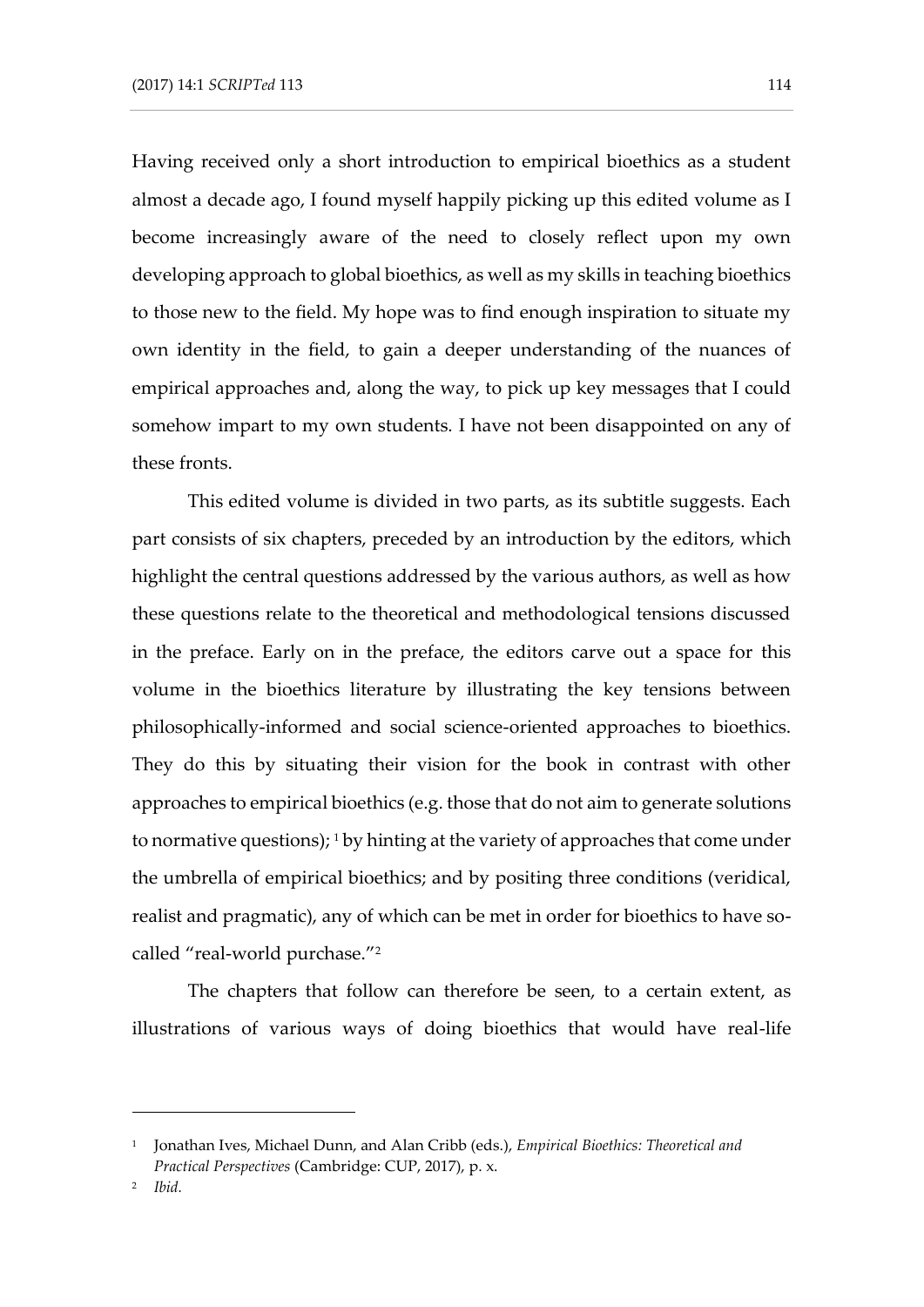Having received only a short introduction to empirical bioethics as a student almost a decade ago, I found myself happily picking up this edited volume as I become increasingly aware of the need to closely reflect upon my own developing approach to global bioethics, as well as my skills in teaching bioethics to those new to the field. My hope was to find enough inspiration to situate my own identity in the field, to gain a deeper understanding of the nuances of empirical approaches and, along the way, to pick up key messages that I could somehow impart to my own students. I have not been disappointed on any of these fronts.

This edited volume is divided in two parts, as its subtitle suggests. Each part consists of six chapters, preceded by an introduction by the editors, which highlight the central questions addressed by the various authors, as well as how these questions relate to the theoretical and methodological tensions discussed in the preface. Early on in the preface, the editors carve out a space for this volume in the bioethics literature by illustrating the key tensions between philosophically-informed and social science-oriented approaches to bioethics. They do this by situating their vision for the book in contrast with other approaches to empirical bioethics (e.g. those that do not aim to generate solutions to normative questions); [1] by hinting at the variety of approaches that come under the umbrella of empirical bioethics; and by positing three conditions (veridical, realist and pragmatic), any of which can be met in order for bioethics to have so-called "real-world purchase."[2]

The chapters that follow can therefore be seen, to a certain extent, as illustrations of various ways of doing bioethics that would have real-life

---

[1] Jonathan Ives, Michael Dunn, and Alan Cribb (eds.), *Empirical Bioethics: Theoretical and Practical Perspectives* (Cambridge: CUP, 2017), p. x.

[2] *Ibid.*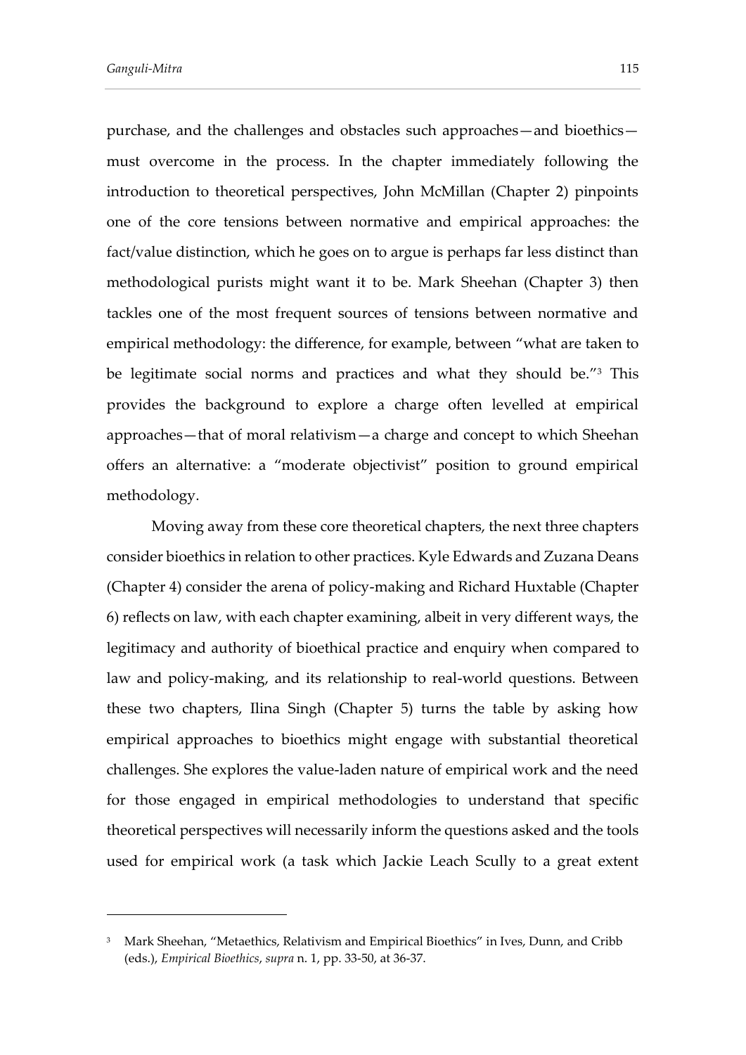purchase, and the challenges and obstacles such approaches—and bioethics—must overcome in the process. In the chapter immediately following the introduction to theoretical perspectives, John McMillan (Chapter 2) pinpoints one of the core tensions between normative and empirical approaches: the fact/value distinction, which he goes on to argue is perhaps far less distinct than methodological purists might want it to be. Mark Sheehan (Chapter 3) then tackles one of the most frequent sources of tensions between normative and empirical methodology: the difference, for example, between "what are taken to be legitimate social norms and practices and what they should be."[3] This provides the background to explore a charge often levelled at empirical approaches—that of moral relativism—a charge and concept to which Sheehan offers an alternative: a "moderate objectivist" position to ground empirical methodology.

Moving away from these core theoretical chapters, the next three chapters consider bioethics in relation to other practices. Kyle Edwards and Zuzana Deans (Chapter 4) consider the arena of policy-making and Richard Huxtable (Chapter 6) reflects on law, with each chapter examining, albeit in very different ways, the legitimacy and authority of bioethical practice and enquiry when compared to law and policy-making, and its relationship to real-world questions. Between these two chapters, Ilina Singh (Chapter 5) turns the table by asking how empirical approaches to bioethics might engage with substantial theoretical challenges. She explores the value-laden nature of empirical work and the need for those engaged in empirical methodologies to understand that specific theoretical perspectives will necessarily inform the questions asked and the tools used for empirical work (a task which Jackie Leach Scully to a great extent

---

[3] Mark Sheehan, "Metaethics, Relativism and Empirical Bioethics" in Ives, Dunn, and Cribb (eds.), *Empirical Bioethics*, *supra* n. 1, pp. 33-50, at 36-37.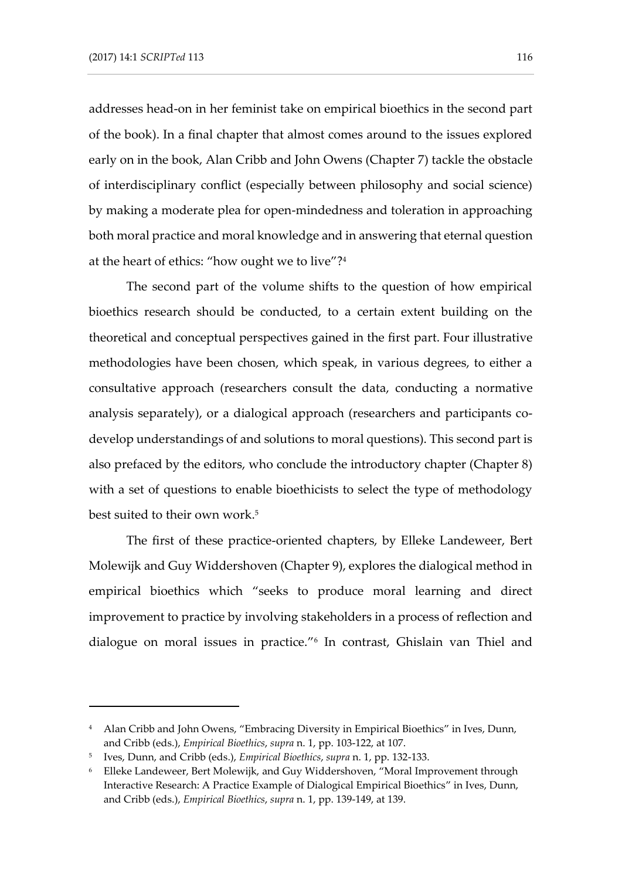addresses head-on in her feminist take on empirical bioethics in the second part of the book). In a final chapter that almost comes around to the issues explored early on in the book, Alan Cribb and John Owens (Chapter 7) tackle the obstacle of interdisciplinary conflict (especially between philosophy and social science) by making a moderate plea for open-mindedness and toleration in approaching both moral practice and moral knowledge and in answering that eternal question at the heart of ethics: "how ought we to live"?[4]

The second part of the volume shifts to the question of how empirical bioethics research should be conducted, to a certain extent building on the theoretical and conceptual perspectives gained in the first part. Four illustrative methodologies have been chosen, which speak, in various degrees, to either a consultative approach (researchers consult the data, conducting a normative analysis separately), or a dialogical approach (researchers and participants co-develop understandings of and solutions to moral questions). This second part is also prefaced by the editors, who conclude the introductory chapter (Chapter 8) with a set of questions to enable bioethicists to select the type of methodology best suited to their own work.[5]

The first of these practice-oriented chapters, by Elleke Landeweer, Bert Molewijk and Guy Widdershoven (Chapter 9), explores the dialogical method in empirical bioethics which "seeks to produce moral learning and direct improvement to practice by involving stakeholders in a process of reflection and dialogue on moral issues in practice."[6] In contrast, Ghislain van Thiel and

---

[4] Alan Cribb and John Owens, "Embracing Diversity in Empirical Bioethics" in Ives, Dunn, and Cribb (eds.), *Empirical Bioethics*, *supra* n. 1, pp. 103-122, at 107.

[5] Ives, Dunn, and Cribb (eds.), *Empirical Bioethics*, *supra* n. 1, pp. 132-133.

[6] Elleke Landeweer, Bert Molewijk, and Guy Widdershoven, "Moral Improvement through Interactive Research: A Practice Example of Dialogical Empirical Bioethics" in Ives, Dunn, and Cribb (eds.), *Empirical Bioethics*, *supra* n. 1, pp. 139-149, at 139.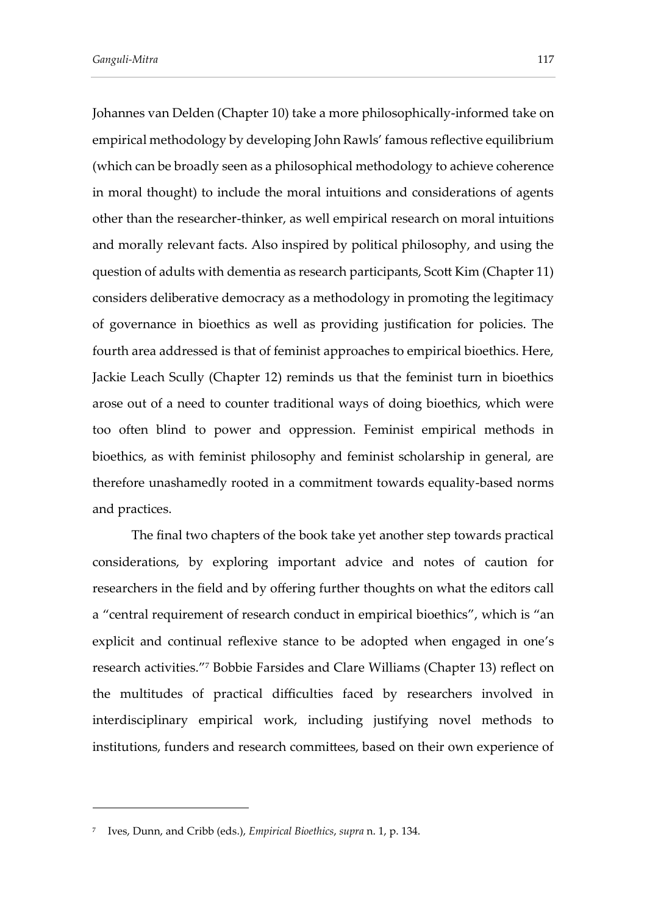Johannes van Delden (Chapter 10) take a more philosophically-informed take on empirical methodology by developing John Rawls' famous reflective equilibrium (which can be broadly seen as a philosophical methodology to achieve coherence in moral thought) to include the moral intuitions and considerations of agents other than the researcher-thinker, as well empirical research on moral intuitions and morally relevant facts. Also inspired by political philosophy, and using the question of adults with dementia as research participants, Scott Kim (Chapter 11) considers deliberative democracy as a methodology in promoting the legitimacy of governance in bioethics as well as providing justification for policies. The fourth area addressed is that of feminist approaches to empirical bioethics. Here, Jackie Leach Scully (Chapter 12) reminds us that the feminist turn in bioethics arose out of a need to counter traditional ways of doing bioethics, which were too often blind to power and oppression. Feminist empirical methods in bioethics, as with feminist philosophy and feminist scholarship in general, are therefore unashamedly rooted in a commitment towards equality-based norms and practices.

The final two chapters of the book take yet another step towards practical considerations, by exploring important advice and notes of caution for researchers in the field and by offering further thoughts on what the editors call a "central requirement of research conduct in empirical bioethics", which is "an explicit and continual reflexive stance to be adopted when engaged in one's research activities."[7] Bobbie Farsides and Clare Williams (Chapter 13) reflect on the multitudes of practical difficulties faced by researchers involved in interdisciplinary empirical work, including justifying novel methods to institutions, funders and research committees, based on their own experience of

---

[7] Ives, Dunn, and Cribb (eds.), *Empirical Bioethics*, *supra* n. 1, p. 134.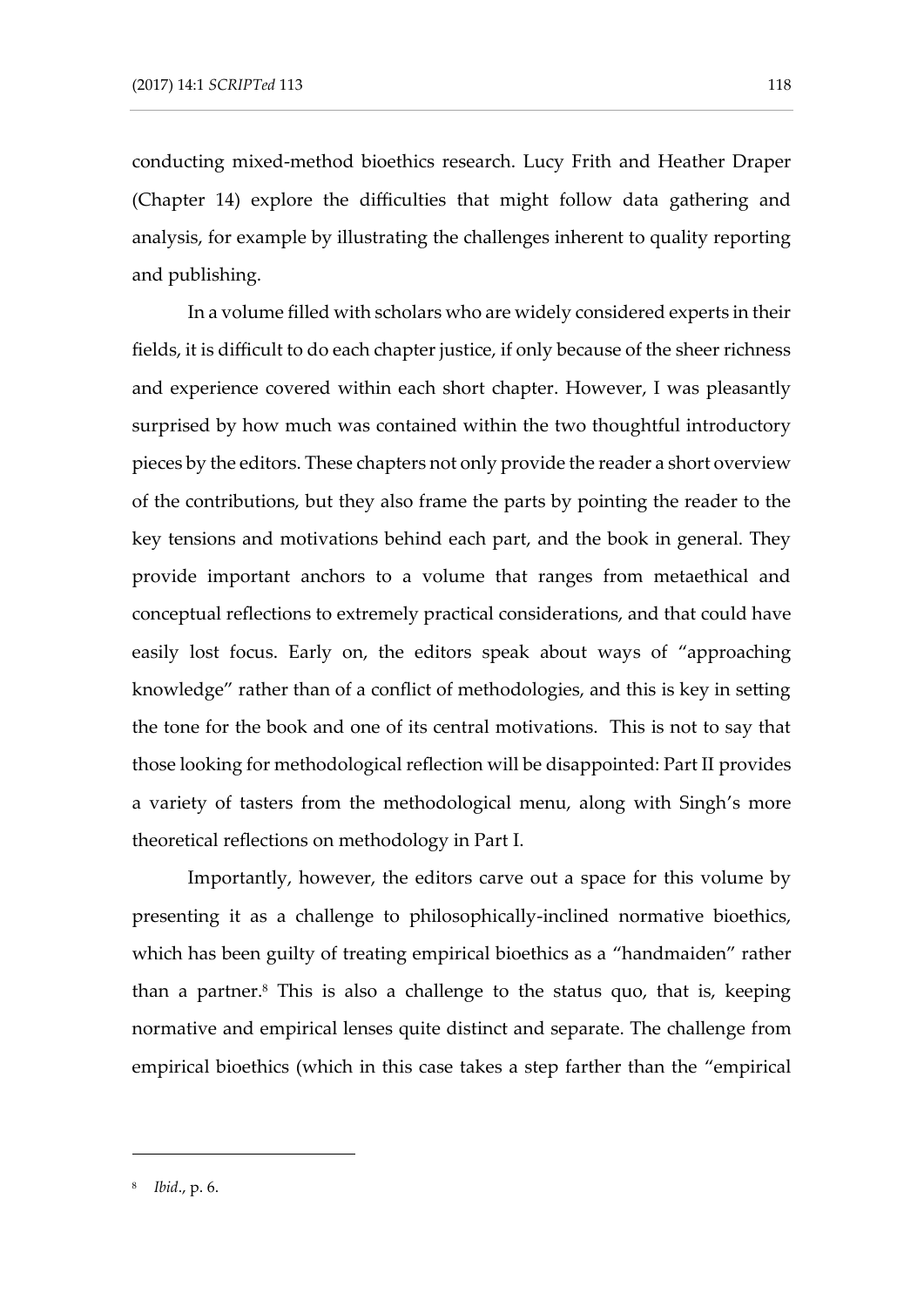conducting mixed-method bioethics research. Lucy Frith and Heather Draper (Chapter 14) explore the difficulties that might follow data gathering and analysis, for example by illustrating the challenges inherent to quality reporting and publishing.

In a volume filled with scholars who are widely considered experts in their fields, it is difficult to do each chapter justice, if only because of the sheer richness and experience covered within each short chapter. However, I was pleasantly surprised by how much was contained within the two thoughtful introductory pieces by the editors. These chapters not only provide the reader a short overview of the contributions, but they also frame the parts by pointing the reader to the key tensions and motivations behind each part, and the book in general. They provide important anchors to a volume that ranges from metaethical and conceptual reflections to extremely practical considerations, and that could have easily lost focus. Early on, the editors speak about ways of "approaching knowledge" rather than of a conflict of methodologies, and this is key in setting the tone for the book and one of its central motivations. This is not to say that those looking for methodological reflection will be disappointed: Part II provides a variety of tasters from the methodological menu, along with Singh's more theoretical reflections on methodology in Part I.

Importantly, however, the editors carve out a space for this volume by presenting it as a challenge to philosophically-inclined normative bioethics, which has been guilty of treating empirical bioethics as a "handmaiden" rather than a partner.[8] This is also a challenge to the status quo, that is, keeping normative and empirical lenses quite distinct and separate. The challenge from empirical bioethics (which in this case takes a step farther than the "empirical

---

[8] *Ibid*., p. 6.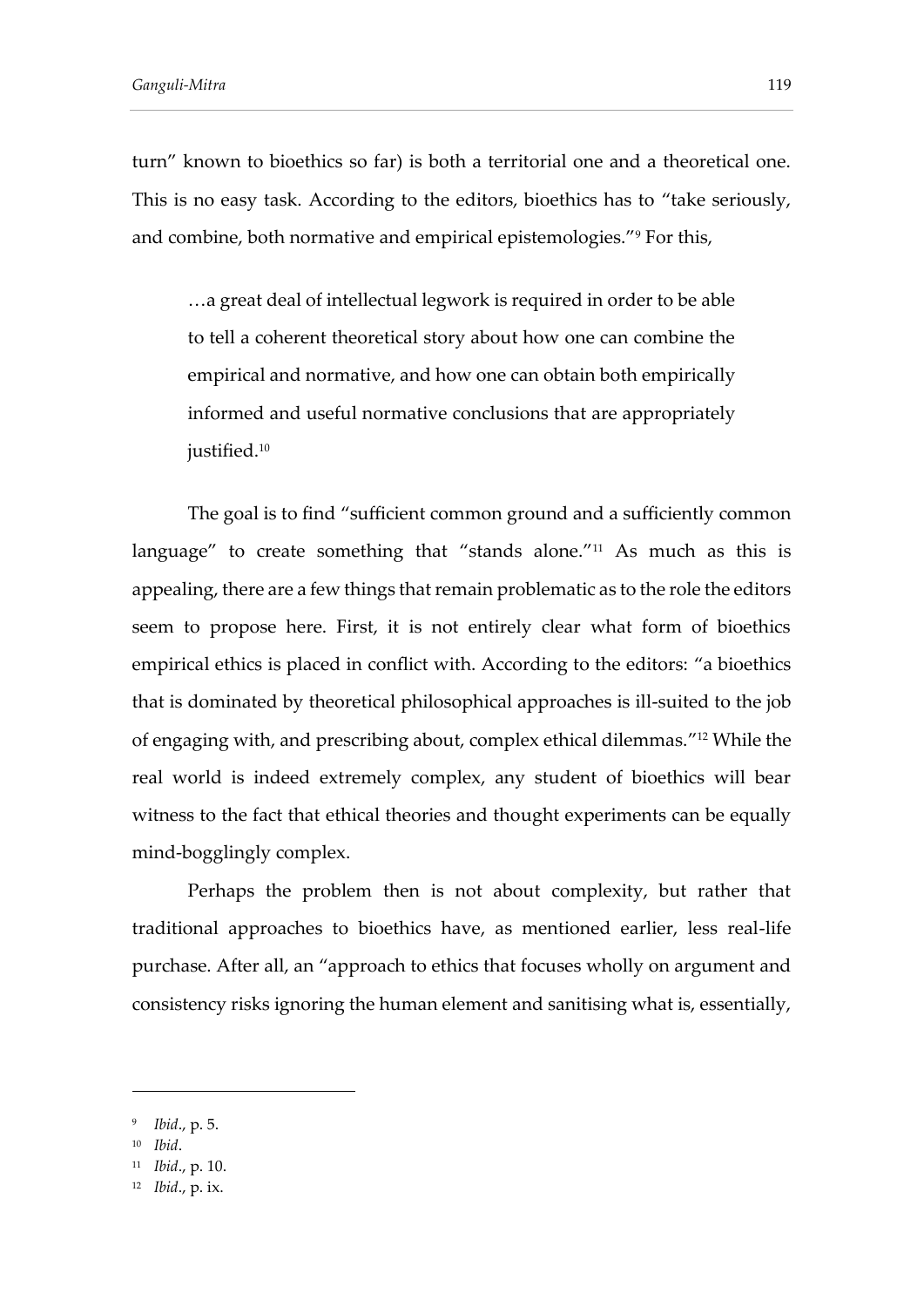turn" known to bioethics so far) is both a territorial one and a theoretical one. This is no easy task. According to the editors, bioethics has to "take seriously, and combine, both normative and empirical epistemologies."[9] For this,

> …a great deal of intellectual legwork is required in order to be able to tell a coherent theoretical story about how one can combine the empirical and normative, and how one can obtain both empirically informed and useful normative conclusions that are appropriately justified.[10]

The goal is to find "sufficient common ground and a sufficiently common language" to create something that "stands alone."[11] As much as this is appealing, there are a few things that remain problematic as to the role the editors seem to propose here. First, it is not entirely clear what form of bioethics empirical ethics is placed in conflict with. According to the editors: "a bioethics that is dominated by theoretical philosophical approaches is ill-suited to the job of engaging with, and prescribing about, complex ethical dilemmas."[12] While the real world is indeed extremely complex, any student of bioethics will bear witness to the fact that ethical theories and thought experiments can be equally mind-bogglingly complex.

Perhaps the problem then is not about complexity, but rather that traditional approaches to bioethics have, as mentioned earlier, less real-life purchase. After all, an "approach to ethics that focuses wholly on argument and consistency risks ignoring the human element and sanitising what is, essentially,

---

[9] *Ibid*., p. 5.

[10] *Ibid*.

[11] *Ibid*., p. 10.

[12] *Ibid*., p. ix.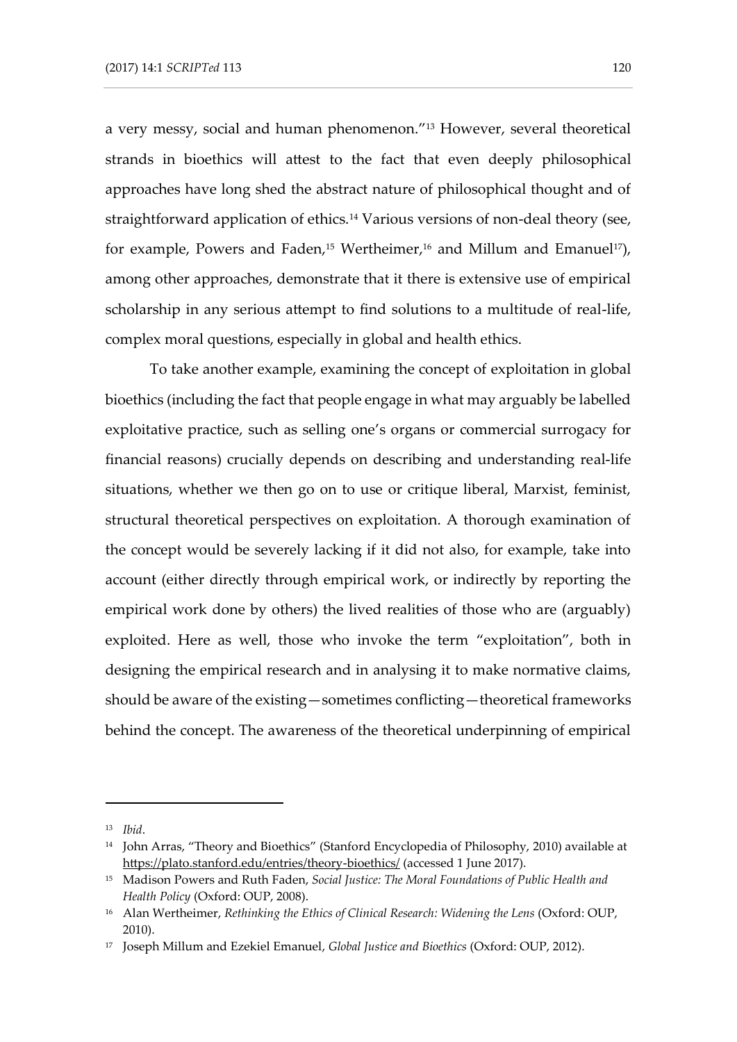a very messy, social and human phenomenon."[13] However, several theoretical strands in bioethics will attest to the fact that even deeply philosophical approaches have long shed the abstract nature of philosophical thought and of straightforward application of ethics.[14] Various versions of non-deal theory (see, for example, Powers and Faden,[15] Wertheimer,[16] and Millum and Emanuel[17]), among other approaches, demonstrate that it there is extensive use of empirical scholarship in any serious attempt to find solutions to a multitude of real-life, complex moral questions, especially in global and health ethics.

To take another example, examining the concept of exploitation in global bioethics (including the fact that people engage in what may arguably be labelled exploitative practice, such as selling one's organs or commercial surrogacy for financial reasons) crucially depends on describing and understanding real-life situations, whether we then go on to use or critique liberal, Marxist, feminist, structural theoretical perspectives on exploitation. A thorough examination of the concept would be severely lacking if it did not also, for example, take into account (either directly through empirical work, or indirectly by reporting the empirical work done by others) the lived realities of those who are (arguably) exploited. Here as well, those who invoke the term "exploitation", both in designing the empirical research and in analysing it to make normative claims, should be aware of the existing—sometimes conflicting—theoretical frameworks behind the concept. The awareness of the theoretical underpinning of empirical

---

[13] *Ibid*.

[14] John Arras, "Theory and Bioethics" (Stanford Encyclopedia of Philosophy, 2010) available at https://plato.stanford.edu/entries/theory-bioethics/ (accessed 1 June 2017).

[15] Madison Powers and Ruth Faden, *Social Justice: The Moral Foundations of Public Health and Health Policy* (Oxford: OUP, 2008).

[16] Alan Wertheimer, *Rethinking the Ethics of Clinical Research: Widening the Lens* (Oxford: OUP, 2010).

[17] Joseph Millum and Ezekiel Emanuel, *Global Justice and Bioethics* (Oxford: OUP, 2012).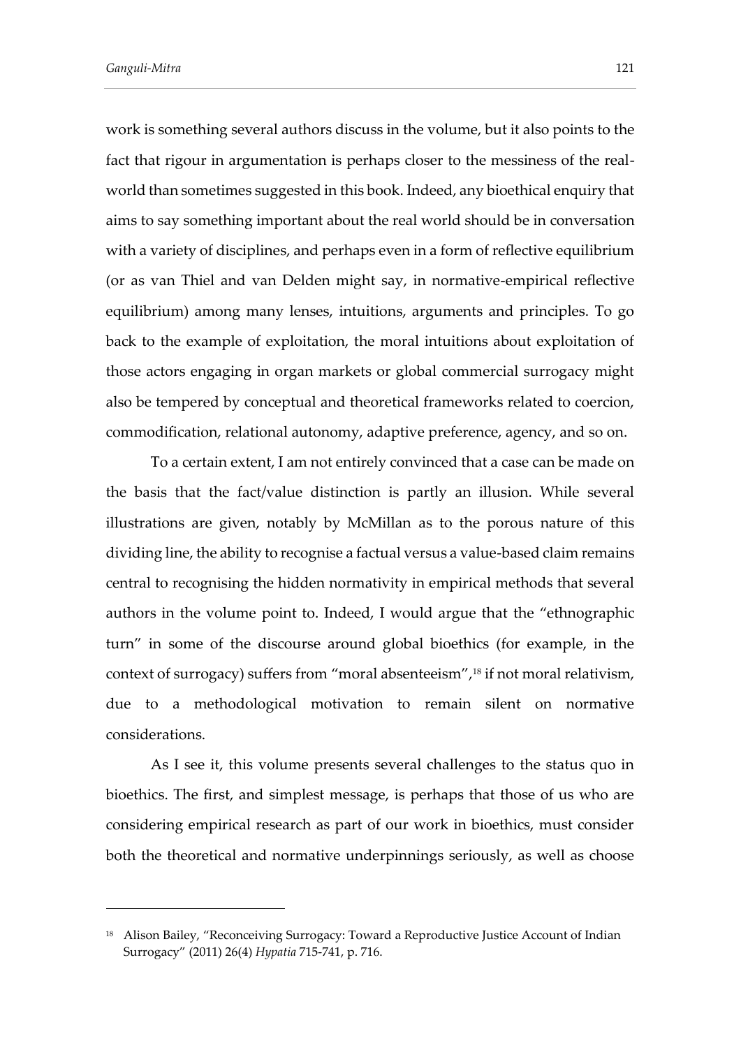work is something several authors discuss in the volume, but it also points to the fact that rigour in argumentation is perhaps closer to the messiness of the real-world than sometimes suggested in this book. Indeed, any bioethical enquiry that aims to say something important about the real world should be in conversation with a variety of disciplines, and perhaps even in a form of reflective equilibrium (or as van Thiel and van Delden might say, in normative-empirical reflective equilibrium) among many lenses, intuitions, arguments and principles. To go back to the example of exploitation, the moral intuitions about exploitation of those actors engaging in organ markets or global commercial surrogacy might also be tempered by conceptual and theoretical frameworks related to coercion, commodification, relational autonomy, adaptive preference, agency, and so on.

To a certain extent, I am not entirely convinced that a case can be made on the basis that the fact/value distinction is partly an illusion. While several illustrations are given, notably by McMillan as to the porous nature of this dividing line, the ability to recognise a factual versus a value-based claim remains central to recognising the hidden normativity in empirical methods that several authors in the volume point to. Indeed, I would argue that the "ethnographic turn" in some of the discourse around global bioethics (for example, in the context of surrogacy) suffers from "moral absenteeism",[18] if not moral relativism, due to a methodological motivation to remain silent on normative considerations.

As I see it, this volume presents several challenges to the status quo in bioethics. The first, and simplest message, is perhaps that those of us who are considering empirical research as part of our work in bioethics, must consider both the theoretical and normative underpinnings seriously, as well as choose

[18] Alison Bailey, "Reconceiving Surrogacy: Toward a Reproductive Justice Account of Indian Surrogacy" (2011) 26(4) *Hypatia* 715-741, p. 716.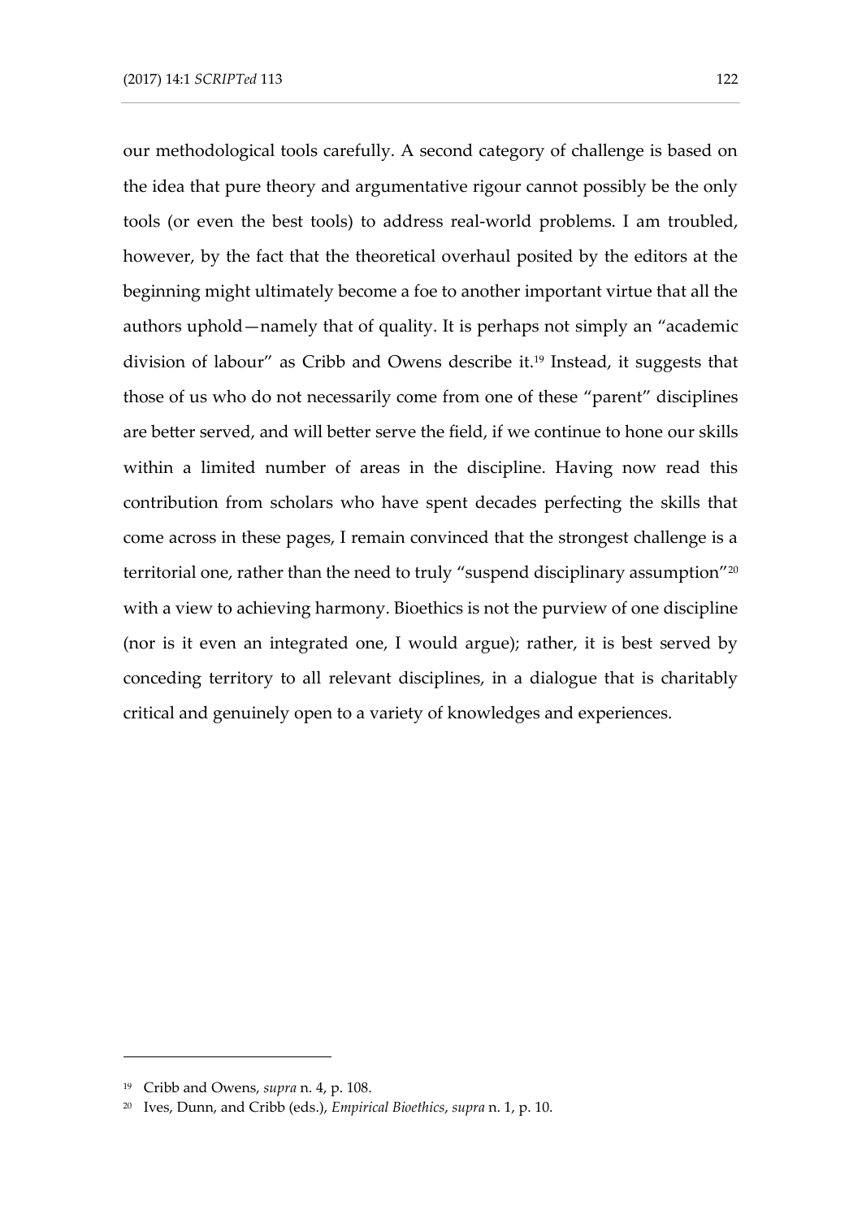our methodological tools carefully. A second category of challenge is based on the idea that pure theory and argumentative rigour cannot possibly be the only tools (or even the best tools) to address real-world problems. I am troubled, however, by the fact that the theoretical overhaul posited by the editors at the beginning might ultimately become a foe to another important virtue that all the authors uphold—namely that of quality. It is perhaps not simply an "academic division of labour" as Cribb and Owens describe it.[19] Instead, it suggests that those of us who do not necessarily come from one of these "parent" disciplines are better served, and will better serve the field, if we continue to hone our skills within a limited number of areas in the discipline. Having now read this contribution from scholars who have spent decades perfecting the skills that come across in these pages, I remain convinced that the strongest challenge is a territorial one, rather than the need to truly "suspend disciplinary assumption"[20] with a view to achieving harmony. Bioethics is not the purview of one discipline (nor is it even an integrated one, I would argue); rather, it is best served by conceding territory to all relevant disciplines, in a dialogue that is charitably critical and genuinely open to a variety of knowledges and experiences.

---

[19] Cribb and Owens, *supra* n. 4, p. 108.

[20] Ives, Dunn, and Cribb (eds.), *Empirical Bioethics*, *supra* n. 1, p. 10.